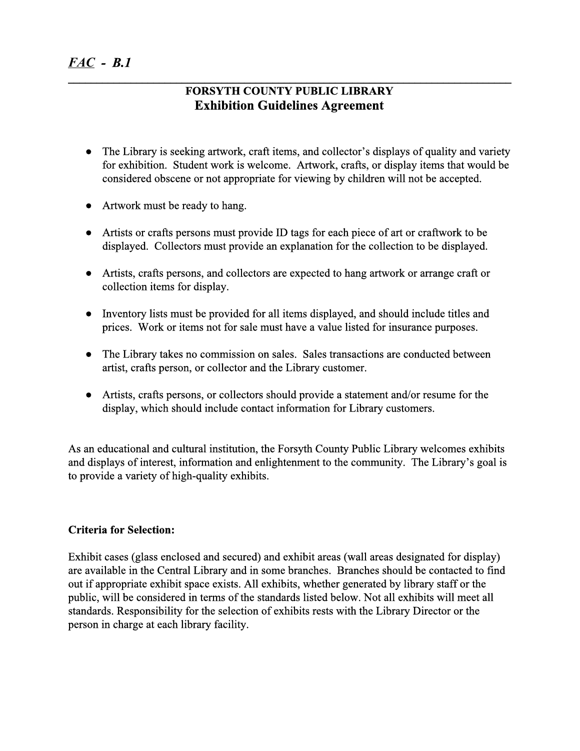*__FAC__ - B.1*

---

## FORSYTH COUNTY PUBLIC LIBRARY
## Exhibition Guidelines Agreement

- The Library is seeking artwork, craft items, and collector's displays of quality and variety for exhibition. Student work is welcome. Artwork, crafts, or display items that would be considered obscene or not appropriate for viewing by children will not be accepted.
- Artwork must be ready to hang.
- Artists or crafts persons must provide ID tags for each piece of art or craftwork to be displayed. Collectors must provide an explanation for the collection to be displayed.
- Artists, crafts persons, and collectors are expected to hang artwork or arrange craft or collection items for display.
- Inventory lists must be provided for all items displayed, and should include titles and prices. Work or items not for sale must have a value listed for insurance purposes.
- The Library takes no commission on sales. Sales transactions are conducted between artist, crafts person, or collector and the Library customer.
- Artists, crafts persons, or collectors should provide a statement and/or resume for the display, which should include contact information for Library customers.

As an educational and cultural institution, the Forsyth County Public Library welcomes exhibits and displays of interest, information and enlightenment to the community. The Library's goal is to provide a variety of high-quality exhibits.

**Criteria for Selection:**

Exhibit cases (glass enclosed and secured) and exhibit areas (wall areas designated for display) are available in the Central Library and in some branches. Branches should be contacted to find out if appropriate exhibit space exists. All exhibits, whether generated by library staff or the public, will be considered in terms of the standards listed below. Not all exhibits will meet all standards. Responsibility for the selection of exhibits rests with the Library Director or the person in charge at each library facility.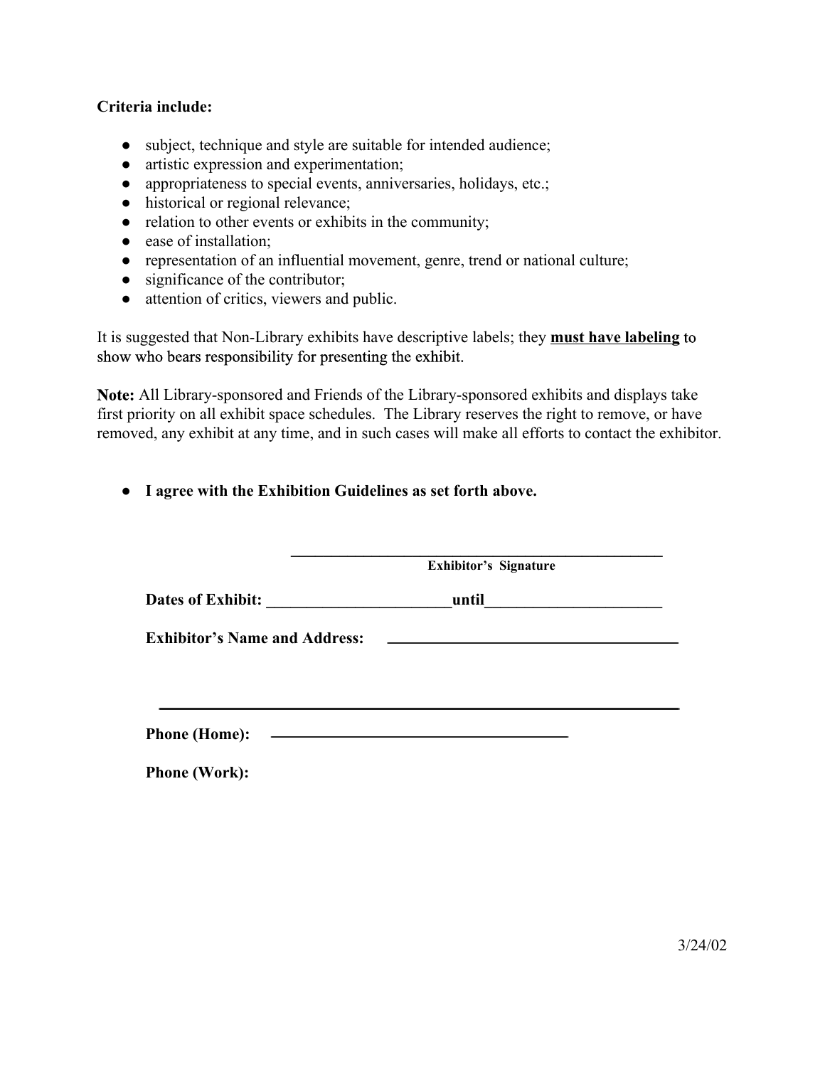**Criteria include:**

- subject, technique and style are suitable for intended audience;
- artistic expression and experimentation;
- appropriateness to special events, anniversaries, holidays, etc.;
- historical or regional relevance;
- relation to other events or exhibits in the community;
- ease of installation;
- representation of an influential movement, genre, trend or national culture;
- significance of the contributor;
- attention of critics, viewers and public.

It is suggested that Non-Library exhibits have descriptive labels; they **<u>must have labeling</u>** to show who bears responsibility for presenting the exhibit.

**Note:** All Library-sponsored and Friends of the Library-sponsored exhibits and displays take first priority on all exhibit space schedules. The Library reserves the right to remove, or have removed, any exhibit at any time, and in such cases will make all efforts to contact the exhibitor.

- **I agree with the Exhibition Guidelines as set forth above.**

\_\_\_\_\_\_\_\_\_\_\_\_\_\_\_\_\_\_\_\_\_\_\_\_\_\_\_\_\_\_\_\_\_\_\_\_\_\_\_\_\_\_\_\_

**Exhibitor's Signature**

**Dates of Exhibit:** \_\_\_\_\_\_\_\_\_\_\_\_\_\_\_\_\_\_\_\_\_\_ **until** \_\_\_\_\_\_\_\_\_\_\_\_\_\_\_\_\_\_\_\_\_\_

**Exhibitor's Name and Address:** \_\_\_\_\_\_\_\_\_\_\_\_\_\_\_\_\_\_\_\_\_\_\_\_\_\_\_\_\_\_\_\_\_\_\_\_

\_\_\_\_\_\_\_\_\_\_\_\_\_\_\_\_\_\_\_\_\_\_\_\_\_\_\_\_\_\_\_\_\_\_\_\_\_\_\_\_\_\_\_\_\_\_\_\_\_\_\_\_\_\_\_\_\_\_\_\_\_\_

**Phone (Home):** \_\_\_\_\_\_\_\_\_\_\_\_\_\_\_\_\_\_\_\_\_\_\_\_\_\_\_\_\_\_\_\_\_\_\_\_

**Phone (Work):**

3/24/02